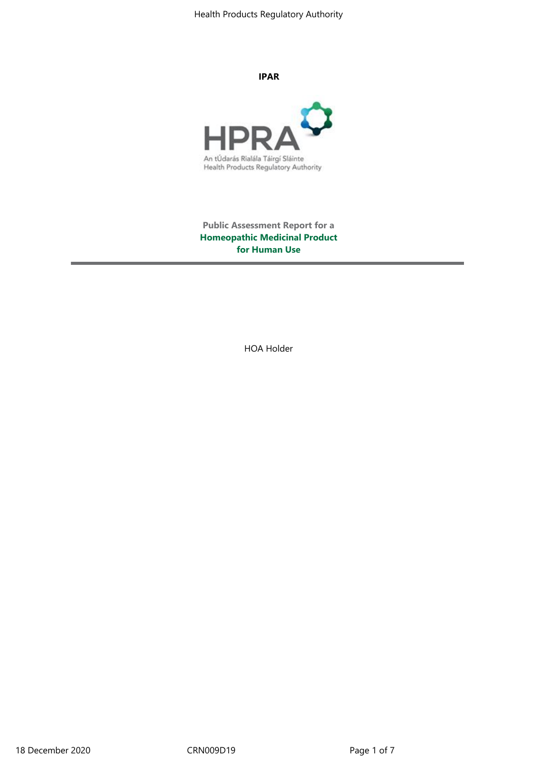**IPAR**

An tÚdarás Rialála Táirgí Sláinte
Health Products Regulatory Authority

**Public Assessment Report for a**
**Homeopathic Medicinal Product**
**for Human Use**

---

HOA Holder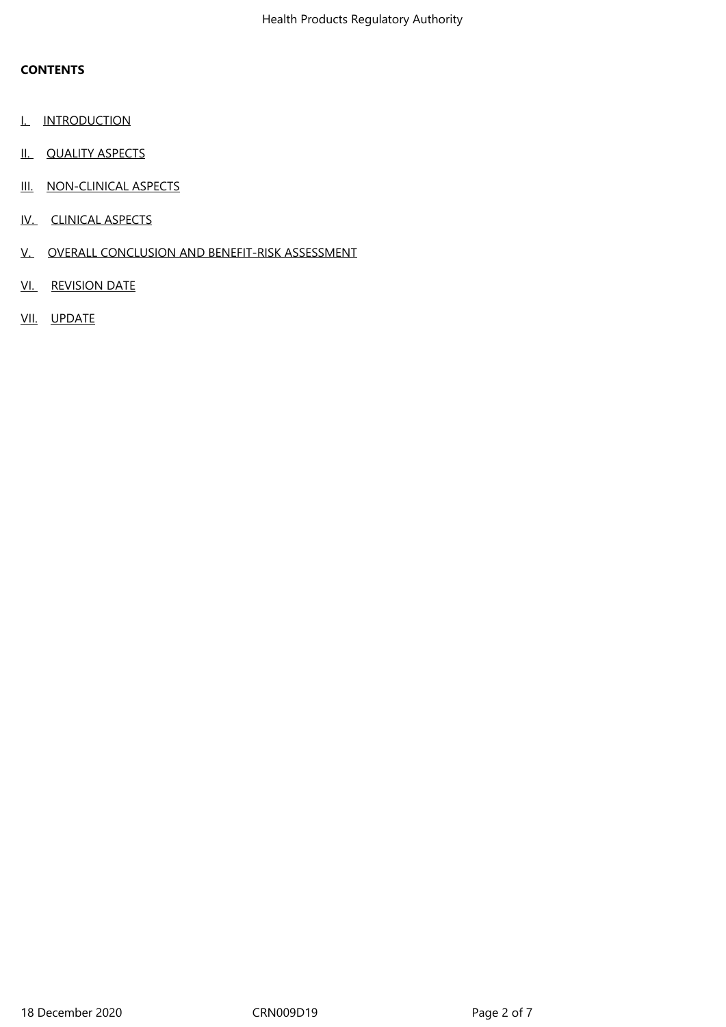**CONTENTS**

I. INTRODUCTION

II. QUALITY ASPECTS

III. NON-CLINICAL ASPECTS

IV. CLINICAL ASPECTS

V. OVERALL CONCLUSION AND BENEFIT-RISK ASSESSMENT

VI. REVISION DATE

VII. UPDATE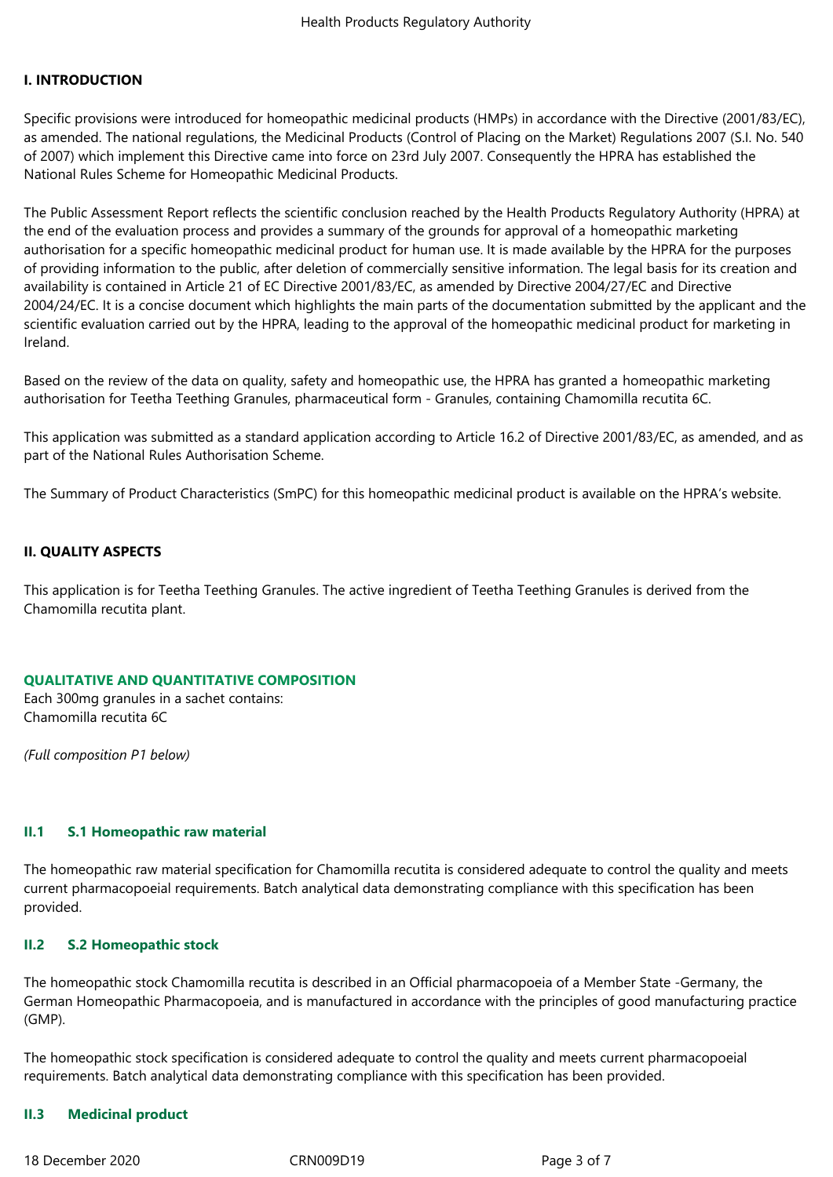## I. INTRODUCTION

Specific provisions were introduced for homeopathic medicinal products (HMPs) in accordance with the Directive (2001/83/EC), as amended. The national regulations, the Medicinal Products (Control of Placing on the Market) Regulations 2007 (S.I. No. 540 of 2007) which implement this Directive came into force on 23rd July 2007. Consequently the HPRA has established the National Rules Scheme for Homeopathic Medicinal Products.

The Public Assessment Report reflects the scientific conclusion reached by the Health Products Regulatory Authority (HPRA) at the end of the evaluation process and provides a summary of the grounds for approval of a homeopathic marketing authorisation for a specific homeopathic medicinal product for human use. It is made available by the HPRA for the purposes of providing information to the public, after deletion of commercially sensitive information. The legal basis for its creation and availability is contained in Article 21 of EC Directive 2001/83/EC, as amended by Directive 2004/27/EC and Directive 2004/24/EC. It is a concise document which highlights the main parts of the documentation submitted by the applicant and the scientific evaluation carried out by the HPRA, leading to the approval of the homeopathic medicinal product for marketing in Ireland.

Based on the review of the data on quality, safety and homeopathic use, the HPRA has granted a homeopathic marketing authorisation for Teetha Teething Granules, pharmaceutical form - Granules, containing Chamomilla recutita 6C.

This application was submitted as a standard application according to Article 16.2 of Directive 2001/83/EC, as amended, and as part of the National Rules Authorisation Scheme.

The Summary of Product Characteristics (SmPC) for this homeopathic medicinal product is available on the HPRA's website.

## II. QUALITY ASPECTS

This application is for Teetha Teething Granules. The active ingredient of Teetha Teething Granules is derived from the Chamomilla recutita plant.

### QUALITATIVE AND QUANTITATIVE COMPOSITION

Each 300mg granules in a sachet contains:
Chamomilla recutita 6C

*(Full composition P1 below)*

### II.1 S.1 Homeopathic raw material

The homeopathic raw material specification for Chamomilla recutita is considered adequate to control the quality and meets current pharmacopoeial requirements. Batch analytical data demonstrating compliance with this specification has been provided.

### II.2 S.2 Homeopathic stock

The homeopathic stock Chamomilla recutita is described in an Official pharmacopoeia of a Member State -Germany, the German Homeopathic Pharmacopoeia, and is manufactured in accordance with the principles of good manufacturing practice (GMP).

The homeopathic stock specification is considered adequate to control the quality and meets current pharmacopoeial requirements. Batch analytical data demonstrating compliance with this specification has been provided.

### II.3 Medicinal product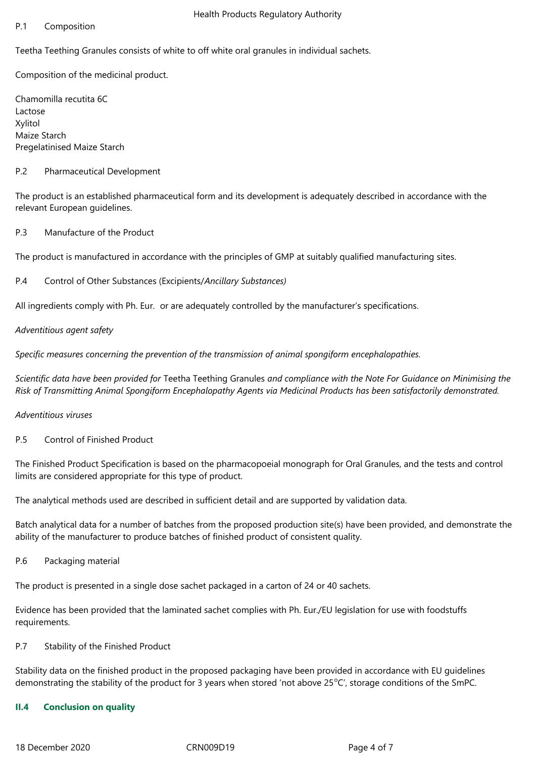P.1 Composition

Teetha Teething Granules consists of white to off white oral granules in individual sachets.

Composition of the medicinal product.

Chamomilla recutita 6C
Lactose
Xylitol
Maize Starch
Pregelatinised Maize Starch

P.2 Pharmaceutical Development

The product is an established pharmaceutical form and its development is adequately described in accordance with the relevant European guidelines.

P.3 Manufacture of the Product

The product is manufactured in accordance with the principles of GMP at suitably qualified manufacturing sites.

P.4 Control of Other Substances (Excipients/*Ancillary Substances)*

All ingredients comply with Ph. Eur. or are adequately controlled by the manufacturer's specifications.

*Adventitious agent safety*

*Specific measures concerning the prevention of the transmission of animal spongiform encephalopathies.*

*Scientific data have been provided for* Teetha Teething Granules *and compliance with the Note For Guidance on Minimising the Risk of Transmitting Animal Spongiform Encephalopathy Agents via Medicinal Products has been satisfactorily demonstrated.*

*Adventitious viruses*

P.5 Control of Finished Product

The Finished Product Specification is based on the pharmacopoeial monograph for Oral Granules, and the tests and control limits are considered appropriate for this type of product.

The analytical methods used are described in sufficient detail and are supported by validation data.

Batch analytical data for a number of batches from the proposed production site(s) have been provided, and demonstrate the ability of the manufacturer to produce batches of finished product of consistent quality.

P.6 Packaging material

The product is presented in a single dose sachet packaged in a carton of 24 or 40 sachets.

Evidence has been provided that the laminated sachet complies with Ph. Eur./EU legislation for use with foodstuffs requirements.

P.7 Stability of the Finished Product

Stability data on the finished product in the proposed packaging have been provided in accordance with EU guidelines demonstrating the stability of the product for 3 years when stored 'not above 25°C', storage conditions of the SmPC.

## II.4 Conclusion on quality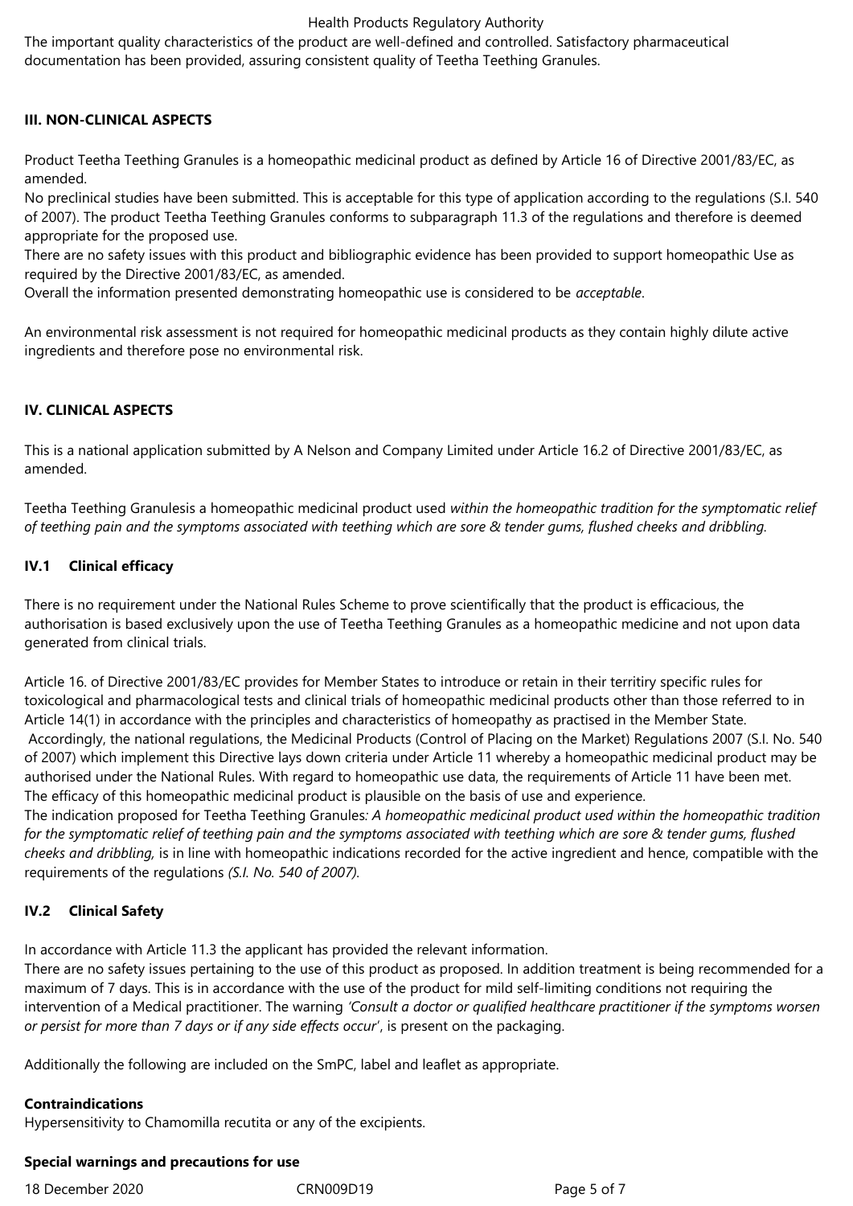The important quality characteristics of the product are well-defined and controlled. Satisfactory pharmaceutical documentation has been provided, assuring consistent quality of Teetha Teething Granules.

## III. NON-CLINICAL ASPECTS

Product Teetha Teething Granules is a homeopathic medicinal product as defined by Article 16 of Directive 2001/83/EC, as amended.

No preclinical studies have been submitted. This is acceptable for this type of application according to the regulations (S.I. 540 of 2007). The product Teetha Teething Granules conforms to subparagraph 11.3 of the regulations and therefore is deemed appropriate for the proposed use.

There are no safety issues with this product and bibliographic evidence has been provided to support homeopathic Use as required by the Directive 2001/83/EC, as amended.

Overall the information presented demonstrating homeopathic use is considered to be *acceptable*.

An environmental risk assessment is not required for homeopathic medicinal products as they contain highly dilute active ingredients and therefore pose no environmental risk.

## IV. CLINICAL ASPECTS

This is a national application submitted by A Nelson and Company Limited under Article 16.2 of Directive 2001/83/EC, as amended.

Teetha Teething Granulesis a homeopathic medicinal product used *within the homeopathic tradition for the symptomatic relief of teething pain and the symptoms associated with teething which are sore & tender gums, flushed cheeks and dribbling.*

### IV.1 Clinical efficacy

There is no requirement under the National Rules Scheme to prove scientifically that the product is efficacious, the authorisation is based exclusively upon the use of Teetha Teething Granules as a homeopathic medicine and not upon data generated from clinical trials.

Article 16. of Directive 2001/83/EC provides for Member States to introduce or retain in their territiry specific rules for toxicological and pharmacological tests and clinical trials of homeopathic medicinal products other than those referred to in Article 14(1) in accordance with the principles and characteristics of homeopathy as practised in the Member State.
Accordingly, the national regulations, the Medicinal Products (Control of Placing on the Market) Regulations 2007 (S.I. No. 540 of 2007) which implement this Directive lays down criteria under Article 11 whereby a homeopathic medicinal product may be authorised under the National Rules. With regard to homeopathic use data, the requirements of Article 11 have been met.
The efficacy of this homeopathic medicinal product is plausible on the basis of use and experience.
The indication proposed for Teetha Teething Granules*: A homeopathic medicinal product used within the homeopathic tradition for the symptomatic relief of teething pain and the symptoms associated with teething which are sore & tender gums, flushed cheeks and dribbling,* is in line with homeopathic indications recorded for the active ingredient and hence, compatible with the requirements of the regulations *(S.I. No. 540 of 2007).*

### IV.2 Clinical Safety

In accordance with Article 11.3 the applicant has provided the relevant information.
There are no safety issues pertaining to the use of this product as proposed. In addition treatment is being recommended for a maximum of 7 days. This is in accordance with the use of the product for mild self-limiting conditions not requiring the intervention of a Medical practitioner. The warning *'Consult a doctor or qualified healthcare practitioner if the symptoms worsen or persist for more than 7 days or if any side effects occur'*, is present on the packaging.

Additionally the following are included on the SmPC, label and leaflet as appropriate.

**Contraindications**
Hypersensitivity to Chamomilla recutita or any of the excipients.

**Special warnings and precautions for use**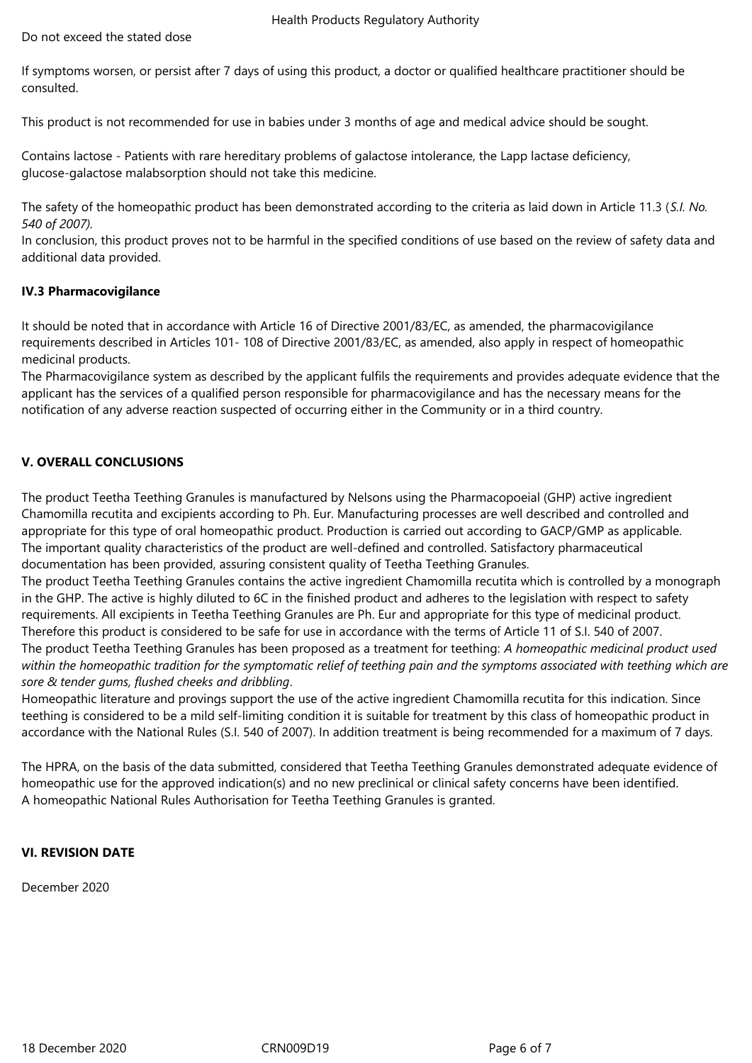Do not exceed the stated dose

If symptoms worsen, or persist after 7 days of using this product, a doctor or qualified healthcare practitioner should be consulted.

This product is not recommended for use in babies under 3 months of age and medical advice should be sought.

Contains lactose - Patients with rare hereditary problems of galactose intolerance, the Lapp lactase deficiency, glucose-galactose malabsorption should not take this medicine.

The safety of the homeopathic product has been demonstrated according to the criteria as laid down in Article 11.3 (*S.I. No. 540 of 2007).*
In conclusion, this product proves not to be harmful in the specified conditions of use based on the review of safety data and additional data provided.

### IV.3 Pharmacovigilance

It should be noted that in accordance with Article 16 of Directive 2001/83/EC, as amended, the pharmacovigilance requirements described in Articles 101- 108 of Directive 2001/83/EC, as amended, also apply in respect of homeopathic medicinal products.
The Pharmacovigilance system as described by the applicant fulfils the requirements and provides adequate evidence that the applicant has the services of a qualified person responsible for pharmacovigilance and has the necessary means for the notification of any adverse reaction suspected of occurring either in the Community or in a third country.

## V. OVERALL CONCLUSIONS

The product Teetha Teething Granules is manufactured by Nelsons using the Pharmacopoeial (GHP) active ingredient Chamomilla recutita and excipients according to Ph. Eur. Manufacturing processes are well described and controlled and appropriate for this type of oral homeopathic product. Production is carried out according to GACP/GMP as applicable.
The important quality characteristics of the product are well-defined and controlled. Satisfactory pharmaceutical documentation has been provided, assuring consistent quality of Teetha Teething Granules.
The product Teetha Teething Granules contains the active ingredient Chamomilla recutita which is controlled by a monograph in the GHP. The active is highly diluted to 6C in the finished product and adheres to the legislation with respect to safety requirements. All excipients in Teetha Teething Granules are Ph. Eur and appropriate for this type of medicinal product. Therefore this product is considered to be safe for use in accordance with the terms of Article 11 of S.I. 540 of 2007.
The product Teetha Teething Granules has been proposed as a treatment for teething: *A homeopathic medicinal product used within the homeopathic tradition for the symptomatic relief of teething pain and the symptoms associated with teething which are sore & tender gums, flushed cheeks and dribbling*.
Homeopathic literature and provings support the use of the active ingredient Chamomilla recutita for this indication. Since teething is considered to be a mild self-limiting condition it is suitable for treatment by this class of homeopathic product in accordance with the National Rules (S.I. 540 of 2007). In addition treatment is being recommended for a maximum of 7 days.

The HPRA, on the basis of the data submitted, considered that Teetha Teething Granules demonstrated adequate evidence of homeopathic use for the approved indication(s) and no new preclinical or clinical safety concerns have been identified.
A homeopathic National Rules Authorisation for Teetha Teething Granules is granted.

## VI. REVISION DATE

December 2020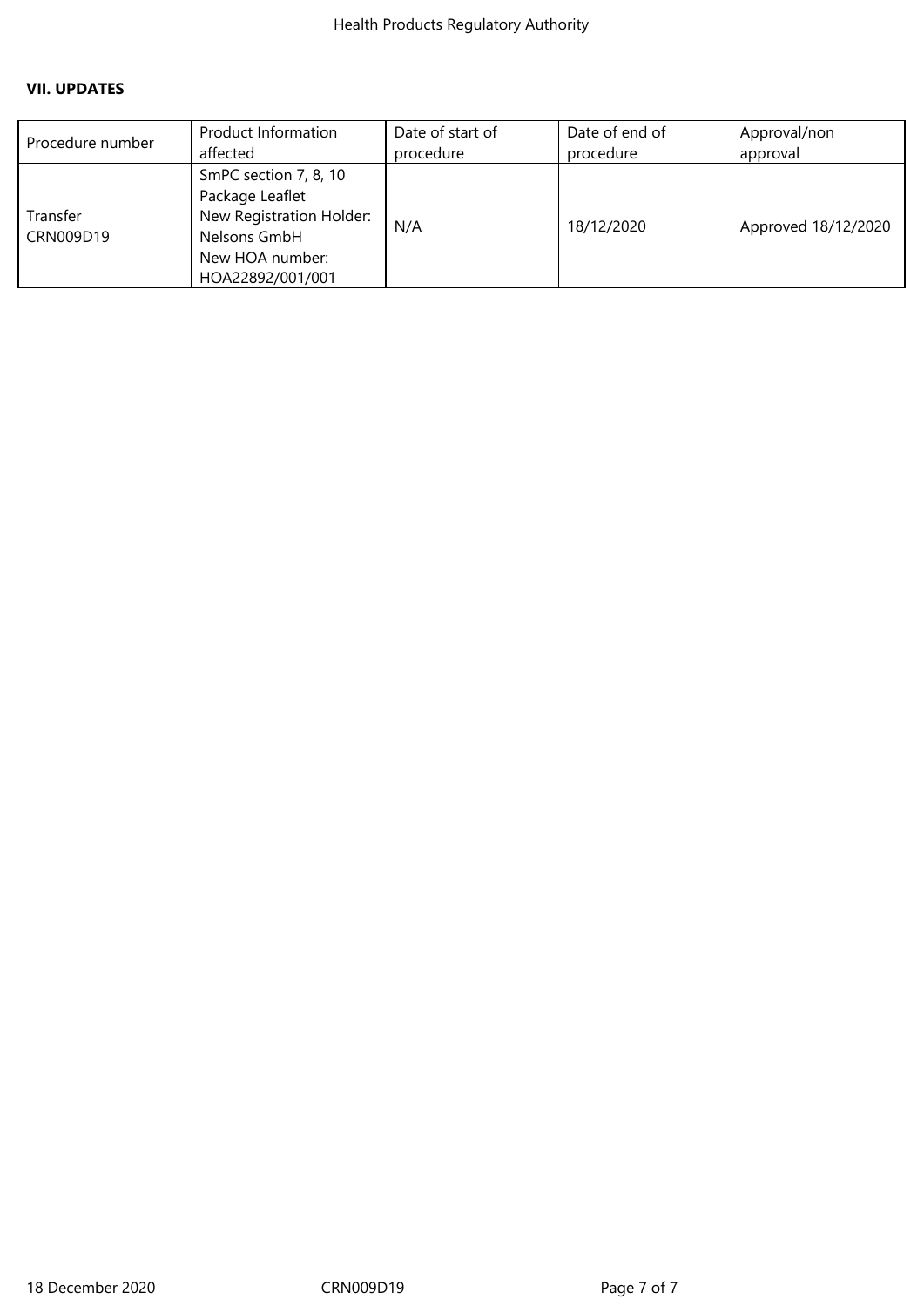**VII. UPDATES**

| Procedure number | Product Information affected | Date of start of procedure | Date of end of procedure | Approval/non approval |
|---|---|---|---|---|
| Transfer CRN009D19 | SmPC section 7, 8, 10<br>Package Leaflet<br>New Registration Holder: Nelsons GmbH<br>New HOA number: HOA22892/001/001 | N/A | 18/12/2020 | Approved 18/12/2020 |